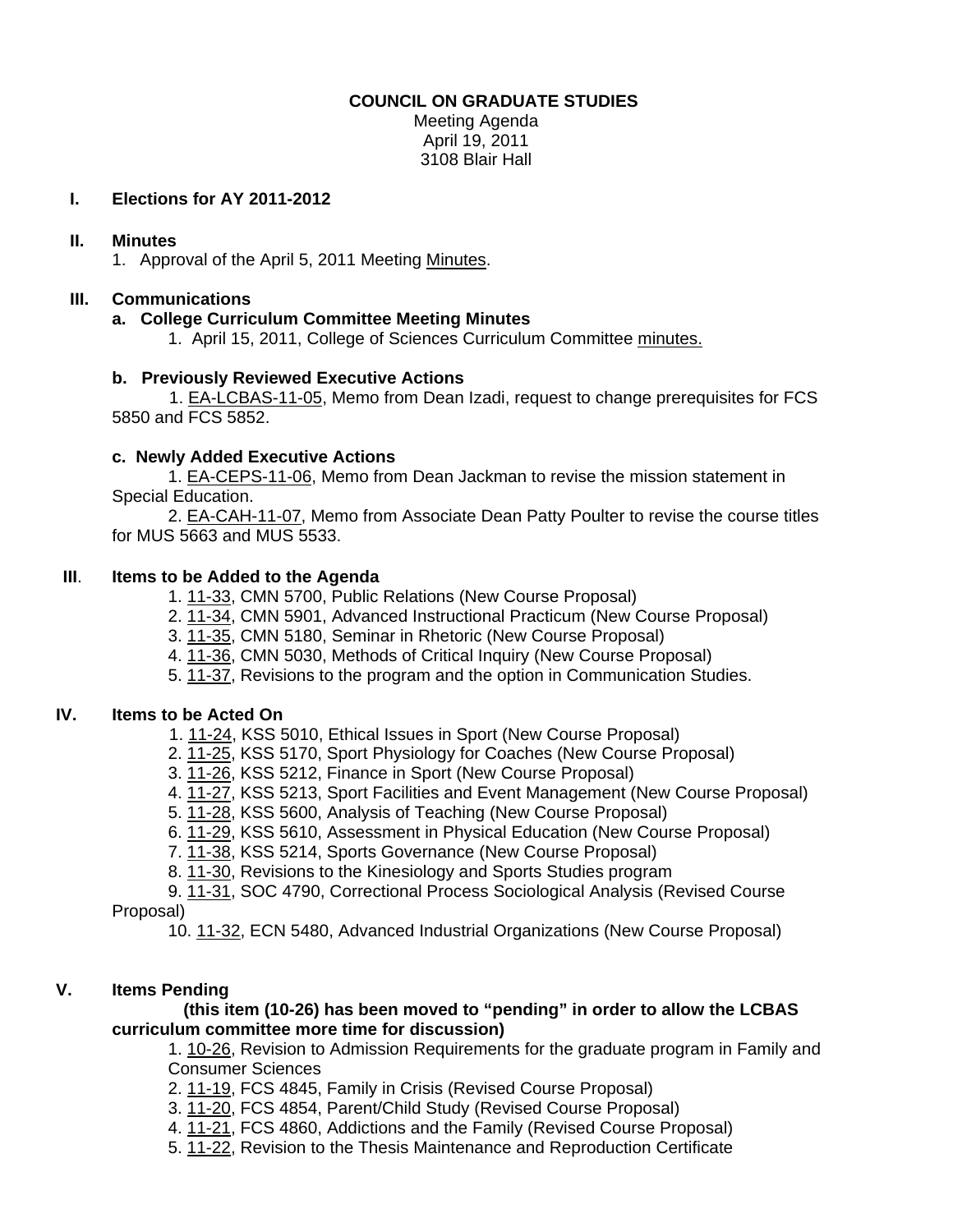**COUNCIL ON GRADUATE STUDIES**

Meeting Agenda
April 19, 2011
3108 Blair Hall

## I. Elections for AY 2011-2012

## II. Minutes

1. Approval of the April 5, 2011 Meeting Minutes.

## III. Communications

### a. College Curriculum Committee Meeting Minutes

1. April 15, 2011, College of Sciences Curriculum Committee minutes.

### b. Previously Reviewed Executive Actions

1. EA-LCBAS-11-05, Memo from Dean Izadi, request to change prerequisites for FCS 5850 and FCS 5852.

### c. Newly Added Executive Actions

1. EA-CEPS-11-06, Memo from Dean Jackman to revise the mission statement in Special Education.
2. EA-CAH-11-07, Memo from Associate Dean Patty Poulter to revise the course titles for MUS 5663 and MUS 5533.

## III. Items to be Added to the Agenda

1. 11-33, CMN 5700, Public Relations (New Course Proposal)
2. 11-34, CMN 5901, Advanced Instructional Practicum (New Course Proposal)
3. 11-35, CMN 5180, Seminar in Rhetoric (New Course Proposal)
4. 11-36, CMN 5030, Methods of Critical Inquiry (New Course Proposal)
5. 11-37, Revisions to the program and the option in Communication Studies.

## IV. Items to be Acted On

1. 11-24, KSS 5010, Ethical Issues in Sport (New Course Proposal)
2. 11-25, KSS 5170, Sport Physiology for Coaches (New Course Proposal)
3. 11-26, KSS 5212, Finance in Sport (New Course Proposal)
4. 11-27, KSS 5213, Sport Facilities and Event Management (New Course Proposal)
5. 11-28, KSS 5600, Analysis of Teaching (New Course Proposal)
6. 11-29, KSS 5610, Assessment in Physical Education (New Course Proposal)
7. 11-38, KSS 5214, Sports Governance (New Course Proposal)
8. 11-30, Revisions to the Kinesiology and Sports Studies program
9. 11-31, SOC 4790, Correctional Process Sociological Analysis (Revised Course Proposal)
10. 11-32, ECN 5480, Advanced Industrial Organizations (New Course Proposal)

## V. Items Pending

**(this item (10-26) has been moved to "pending" in order to allow the LCBAS curriculum committee more time for discussion)**

1. 10-26, Revision to Admission Requirements for the graduate program in Family and Consumer Sciences
2. 11-19, FCS 4845, Family in Crisis (Revised Course Proposal)
3. 11-20, FCS 4854, Parent/Child Study (Revised Course Proposal)
4. 11-21, FCS 4860, Addictions and the Family (Revised Course Proposal)
5. 11-22, Revision to the Thesis Maintenance and Reproduction Certificate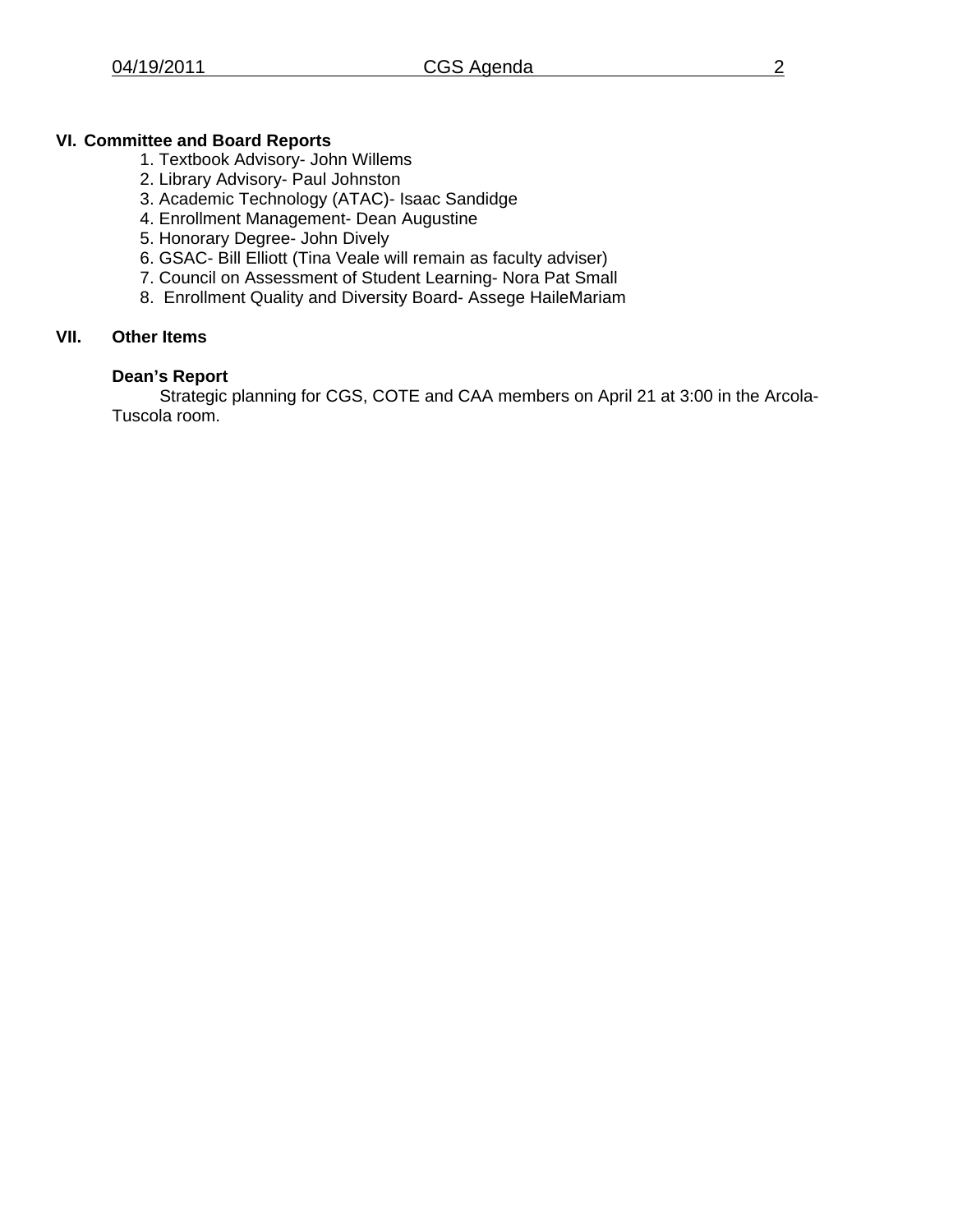## VI. Committee and Board Reports

1. Textbook Advisory- John Willems
2. Library Advisory- Paul Johnston
3. Academic Technology (ATAC)- Isaac Sandidge
4. Enrollment Management- Dean Augustine
5. Honorary Degree- John Dively
6. GSAC- Bill Elliott (Tina Veale will remain as faculty adviser)
7. Council on Assessment of Student Learning- Nora Pat Small
8. Enrollment Quality and Diversity Board- Assege HaileMariam

## VII. Other Items

**Dean's Report**

Strategic planning for CGS, COTE and CAA members on April 21 at 3:00 in the Arcola-Tuscola room.